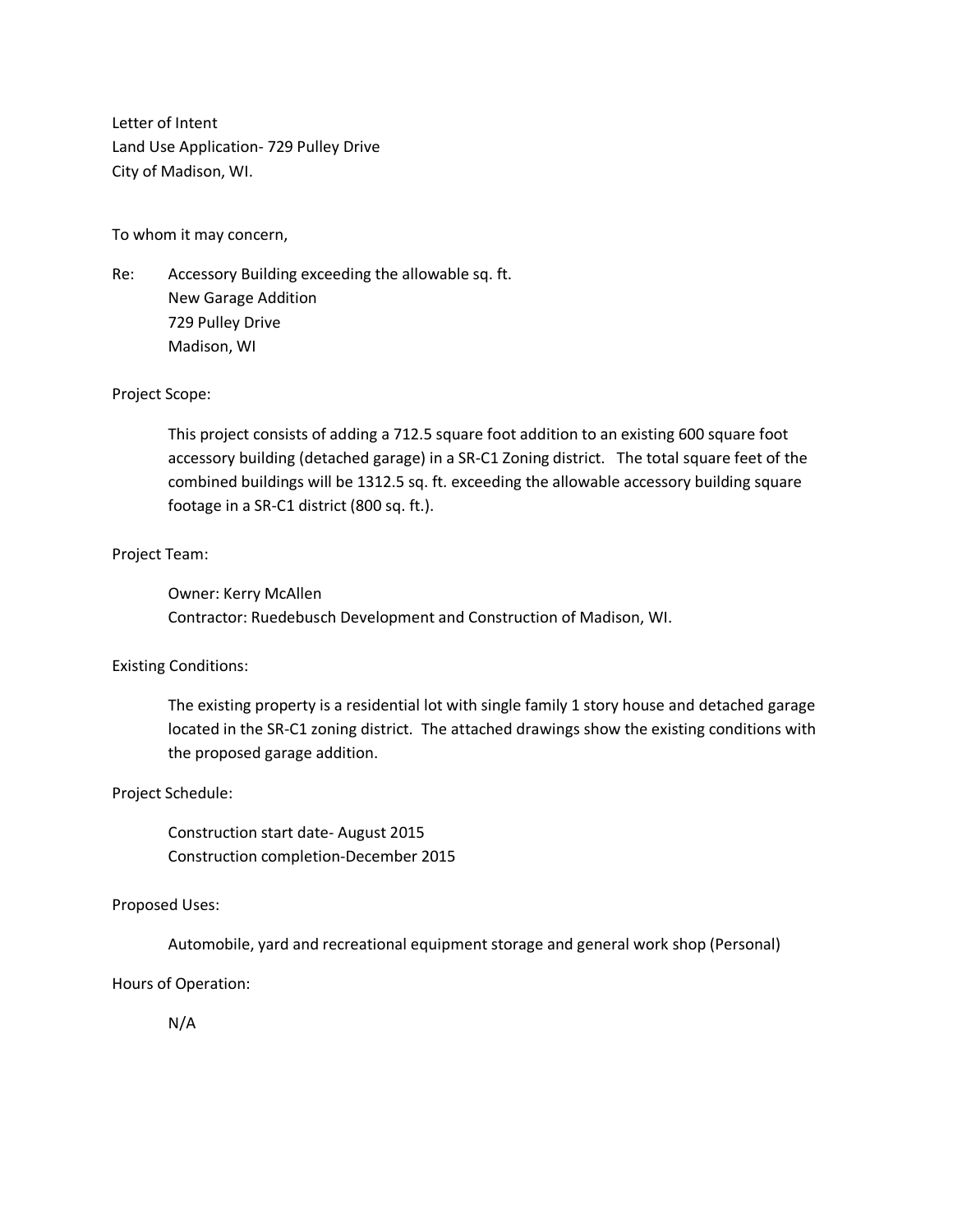Letter of Intent
Land Use Application- 729 Pulley Drive
City of Madison, WI.

To whom it may concern,

Re: Accessory Building exceeding the allowable sq. ft.
New Garage Addition
729 Pulley Drive
Madison, WI

Project Scope:

This project consists of adding a 712.5 square foot addition to an existing 600 square foot accessory building (detached garage) in a SR-C1 Zoning district. The total square feet of the combined buildings will be 1312.5 sq. ft. exceeding the allowable accessory building square footage in a SR-C1 district (800 sq. ft.).

Project Team:

Owner: Kerry McAllen
Contractor: Ruedebusch Development and Construction of Madison, WI.

Existing Conditions:

The existing property is a residential lot with single family 1 story house and detached garage located in the SR-C1 zoning district. The attached drawings show the existing conditions with the proposed garage addition.

Project Schedule:

Construction start date- August 2015
Construction completion-December 2015

Proposed Uses:

Automobile, yard and recreational equipment storage and general work shop (Personal)

Hours of Operation:

N/A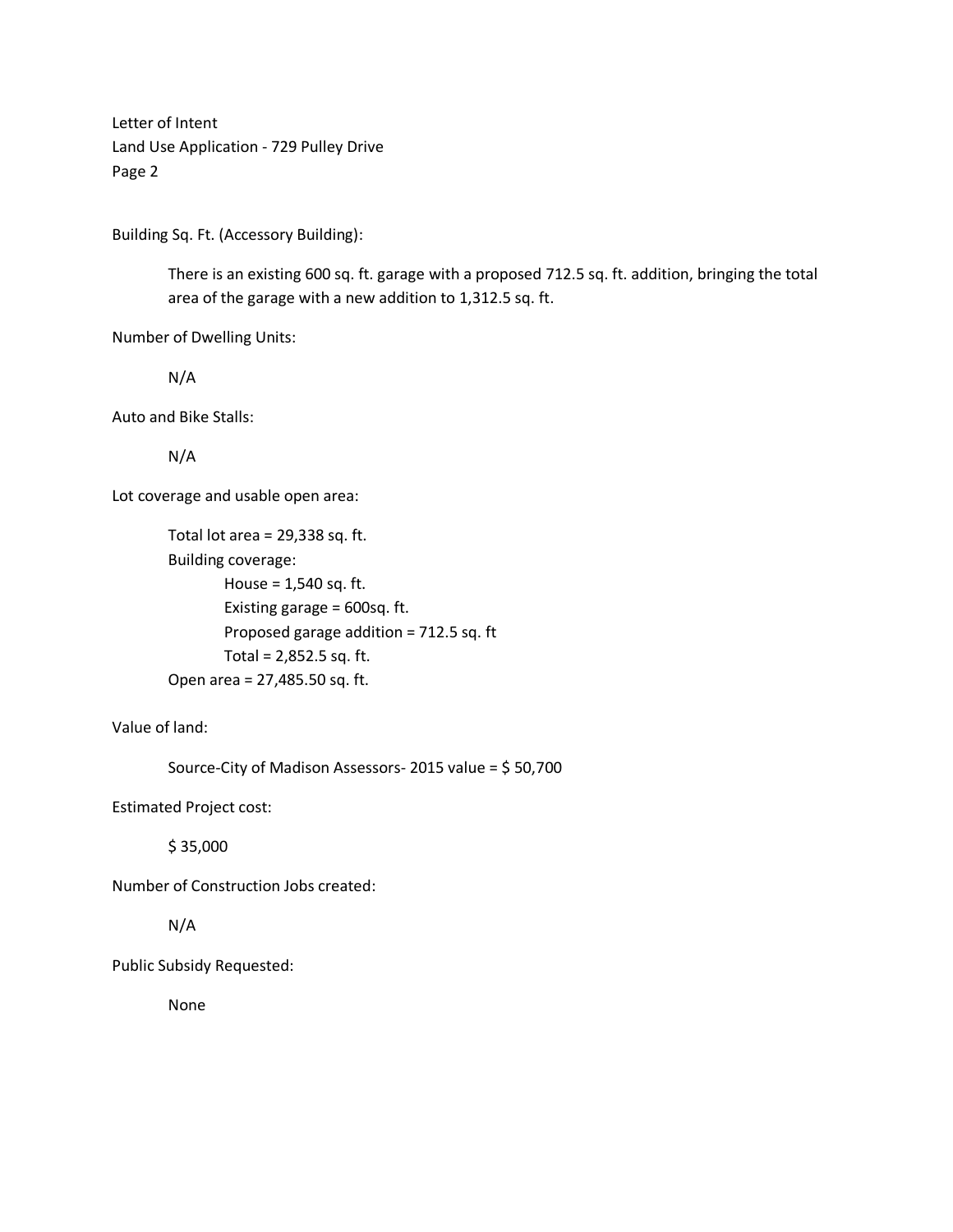Building Sq. Ft. (Accessory Building):

There is an existing 600 sq. ft. garage with a proposed 712.5 sq. ft. addition, bringing the total area of the garage with a new addition to 1,312.5 sq. ft.

Number of Dwelling Units:

N/A

Auto and Bike Stalls:

N/A

Lot coverage and usable open area:

Total lot area = 29,338 sq. ft.
Building coverage:
- House = 1,540 sq. ft.
- Existing garage = 600sq. ft.
- Proposed garage addition = 712.5 sq. ft
- Total = 2,852.5 sq. ft.

Open area = 27,485.50 sq. ft.

Value of land:

Source-City of Madison Assessors- 2015 value = $ 50,700

Estimated Project cost:

$ 35,000

Number of Construction Jobs created:

N/A

Public Subsidy Requested:

None